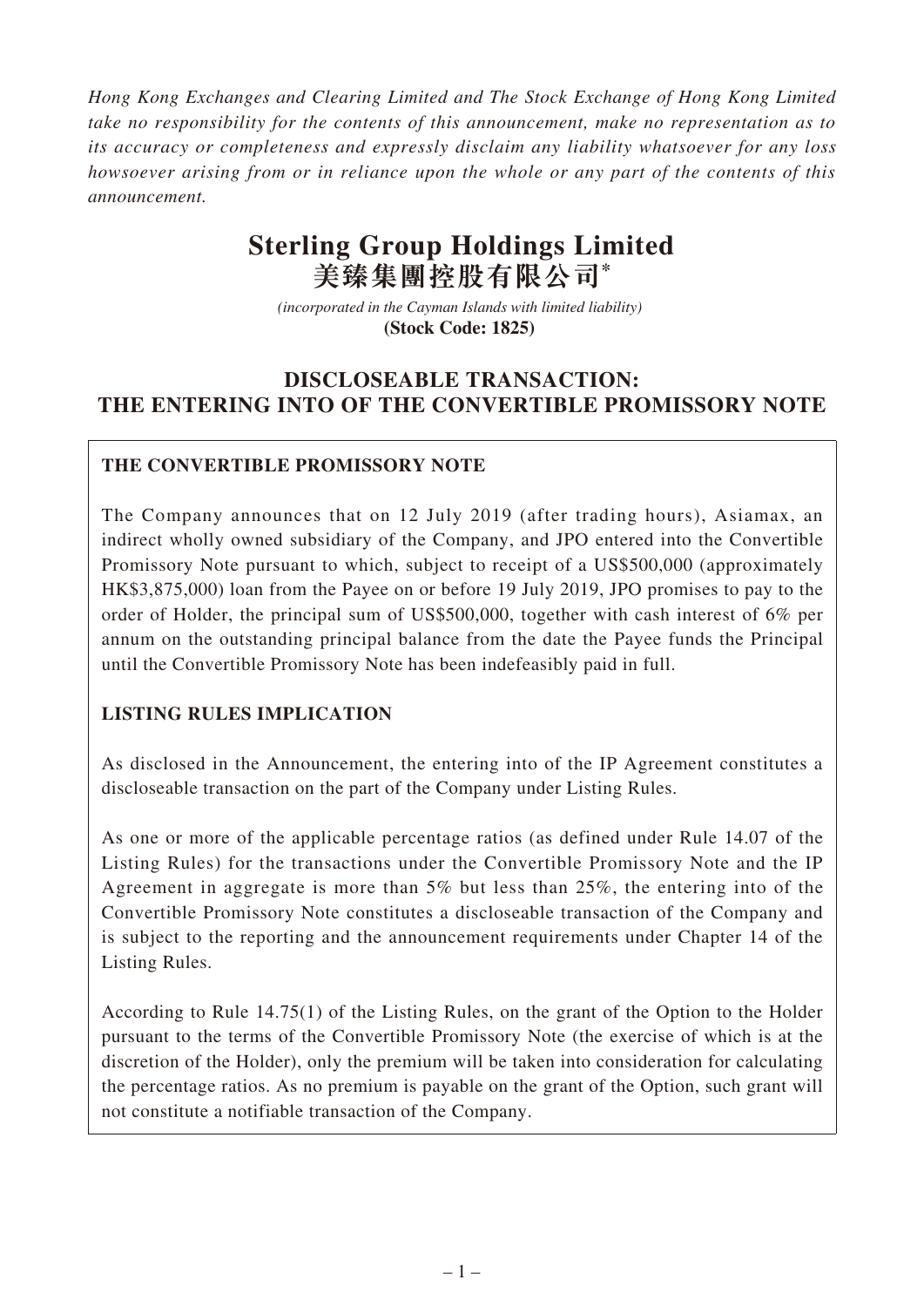*Hong Kong Exchanges and Clearing Limited and The Stock Exchange of Hong Kong Limited take no responsibility for the contents of this announcement, make no representation as to its accuracy or completeness and expressly disclaim any liability whatsoever for any loss howsoever arising from or in reliance upon the whole or any part of the contents of this announcement.*

# Sterling Group Holdings Limited
# 美臻集團控股有限公司*

*(incorporated in the Cayman Islands with limited liability)*
**(Stock Code: 1825)**

## DISCLOSEABLE TRANSACTION: THE ENTERING INTO OF THE CONVERTIBLE PROMISSORY NOTE

**THE CONVERTIBLE PROMISSORY NOTE**

The Company announces that on 12 July 2019 (after trading hours), Asiamax, an indirect wholly owned subsidiary of the Company, and JPO entered into the Convertible Promissory Note pursuant to which, subject to receipt of a US$500,000 (approximately HK$3,875,000) loan from the Payee on or before 19 July 2019, JPO promises to pay to the order of Holder, the principal sum of US$500,000, together with cash interest of 6% per annum on the outstanding principal balance from the date the Payee funds the Principal until the Convertible Promissory Note has been indefeasibly paid in full.

**LISTING RULES IMPLICATION**

As disclosed in the Announcement, the entering into of the IP Agreement constitutes a discloseable transaction on the part of the Company under Listing Rules.

As one or more of the applicable percentage ratios (as defined under Rule 14.07 of the Listing Rules) for the transactions under the Convertible Promissory Note and the IP Agreement in aggregate is more than 5% but less than 25%, the entering into of the Convertible Promissory Note constitutes a discloseable transaction of the Company and is subject to the reporting and the announcement requirements under Chapter 14 of the Listing Rules.

According to Rule 14.75(1) of the Listing Rules, on the grant of the Option to the Holder pursuant to the terms of the Convertible Promissory Note (the exercise of which is at the discretion of the Holder), only the premium will be taken into consideration for calculating the percentage ratios. As no premium is payable on the grant of the Option, such grant will not constitute a notifiable transaction of the Company.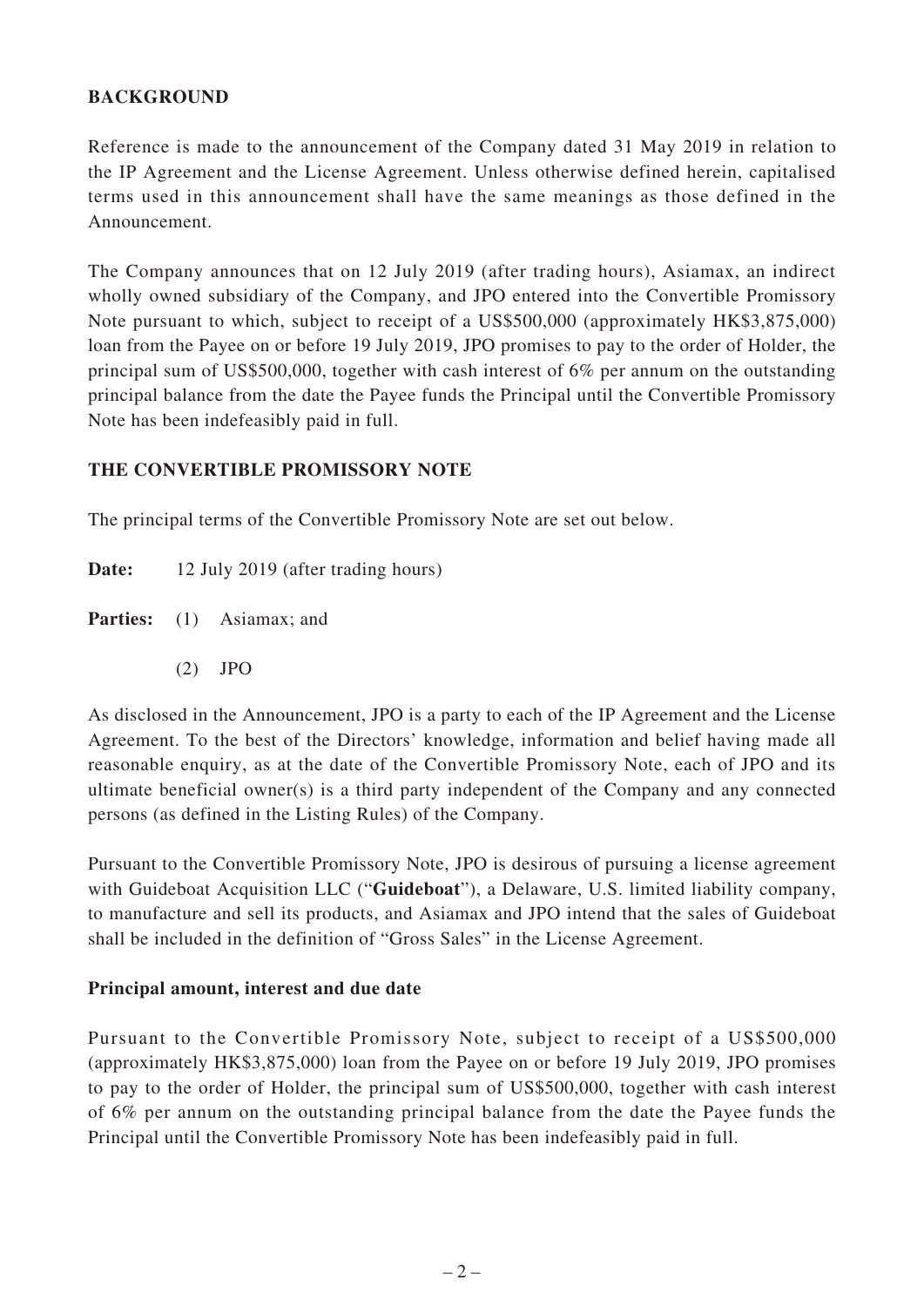## BACKGROUND

Reference is made to the announcement of the Company dated 31 May 2019 in relation to the IP Agreement and the License Agreement. Unless otherwise defined herein, capitalised terms used in this announcement shall have the same meanings as those defined in the Announcement.

The Company announces that on 12 July 2019 (after trading hours), Asiamax, an indirect wholly owned subsidiary of the Company, and JPO entered into the Convertible Promissory Note pursuant to which, subject to receipt of a US$500,000 (approximately HK$3,875,000) loan from the Payee on or before 19 July 2019, JPO promises to pay to the order of Holder, the principal sum of US$500,000, together with cash interest of 6% per annum on the outstanding principal balance from the date the Payee funds the Principal until the Convertible Promissory Note has been indefeasibly paid in full.

## THE CONVERTIBLE PROMISSORY NOTE

The principal terms of the Convertible Promissory Note are set out below.

**Date:** 12 July 2019 (after trading hours)

**Parties:** (1) Asiamax; and

(2) JPO

As disclosed in the Announcement, JPO is a party to each of the IP Agreement and the License Agreement. To the best of the Directors' knowledge, information and belief having made all reasonable enquiry, as at the date of the Convertible Promissory Note, each of JPO and its ultimate beneficial owner(s) is a third party independent of the Company and any connected persons (as defined in the Listing Rules) of the Company.

Pursuant to the Convertible Promissory Note, JPO is desirous of pursuing a license agreement with Guideboat Acquisition LLC ("**Guideboat**"), a Delaware, U.S. limited liability company, to manufacture and sell its products, and Asiamax and JPO intend that the sales of Guideboat shall be included in the definition of "Gross Sales" in the License Agreement.

### Principal amount, interest and due date

Pursuant to the Convertible Promissory Note, subject to receipt of a US$500,000 (approximately HK$3,875,000) loan from the Payee on or before 19 July 2019, JPO promises to pay to the order of Holder, the principal sum of US$500,000, together with cash interest of 6% per annum on the outstanding principal balance from the date the Payee funds the Principal until the Convertible Promissory Note has been indefeasibly paid in full.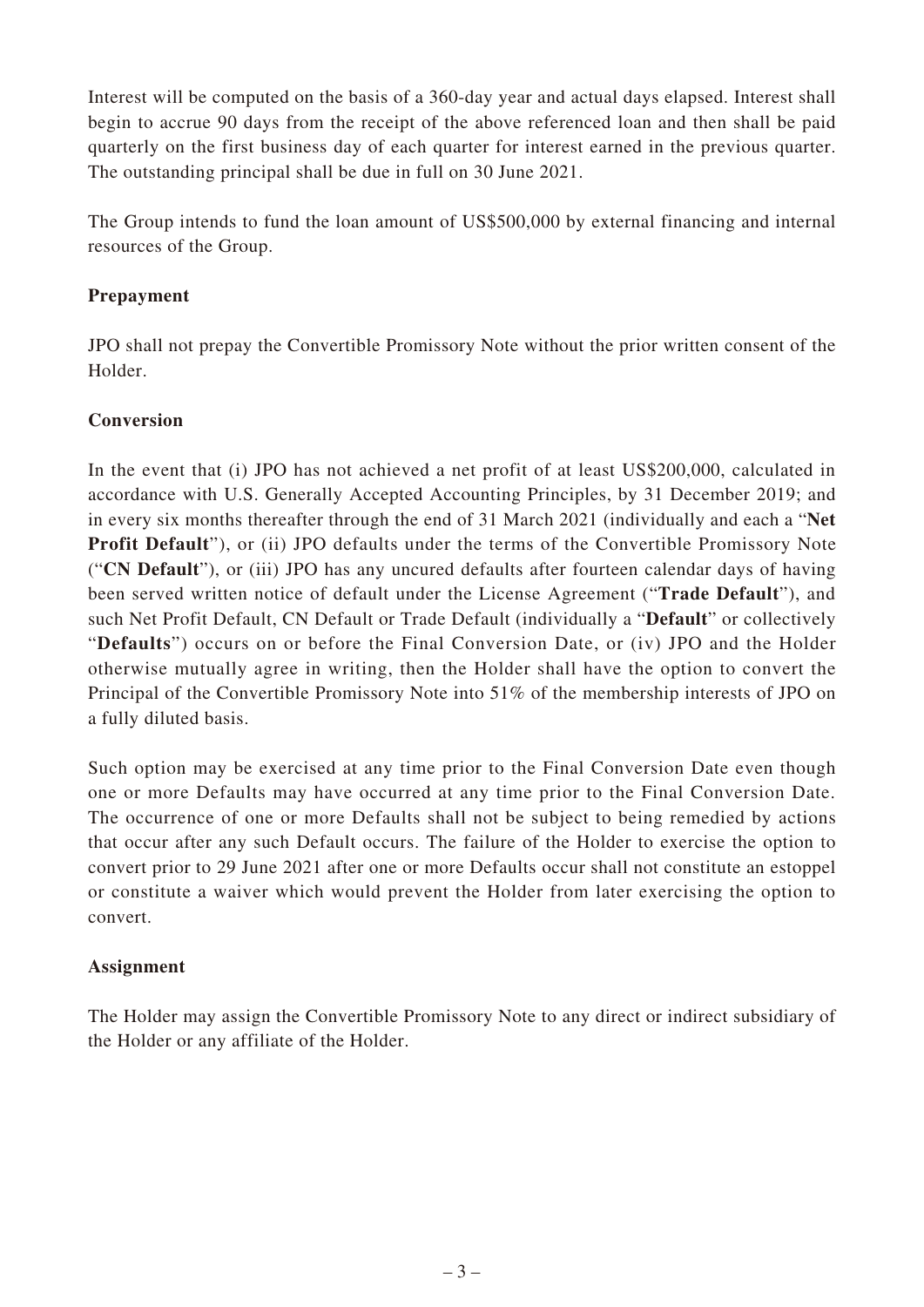Interest will be computed on the basis of a 360-day year and actual days elapsed. Interest shall begin to accrue 90 days from the receipt of the above referenced loan and then shall be paid quarterly on the first business day of each quarter for interest earned in the previous quarter. The outstanding principal shall be due in full on 30 June 2021.

The Group intends to fund the loan amount of US$500,000 by external financing and internal resources of the Group.

**Prepayment**

JPO shall not prepay the Convertible Promissory Note without the prior written consent of the Holder.

**Conversion**

In the event that (i) JPO has not achieved a net profit of at least US$200,000, calculated in accordance with U.S. Generally Accepted Accounting Principles, by 31 December 2019; and in every six months thereafter through the end of 31 March 2021 (individually and each a "**Net Profit Default**"), or (ii) JPO defaults under the terms of the Convertible Promissory Note ("**CN Default**"), or (iii) JPO has any uncured defaults after fourteen calendar days of having been served written notice of default under the License Agreement ("**Trade Default**"), and such Net Profit Default, CN Default or Trade Default (individually a "**Default**" or collectively "**Defaults**") occurs on or before the Final Conversion Date, or (iv) JPO and the Holder otherwise mutually agree in writing, then the Holder shall have the option to convert the Principal of the Convertible Promissory Note into 51% of the membership interests of JPO on a fully diluted basis.

Such option may be exercised at any time prior to the Final Conversion Date even though one or more Defaults may have occurred at any time prior to the Final Conversion Date. The occurrence of one or more Defaults shall not be subject to being remedied by actions that occur after any such Default occurs. The failure of the Holder to exercise the option to convert prior to 29 June 2021 after one or more Defaults occur shall not constitute an estoppel or constitute a waiver which would prevent the Holder from later exercising the option to convert.

**Assignment**

The Holder may assign the Convertible Promissory Note to any direct or indirect subsidiary of the Holder or any affiliate of the Holder.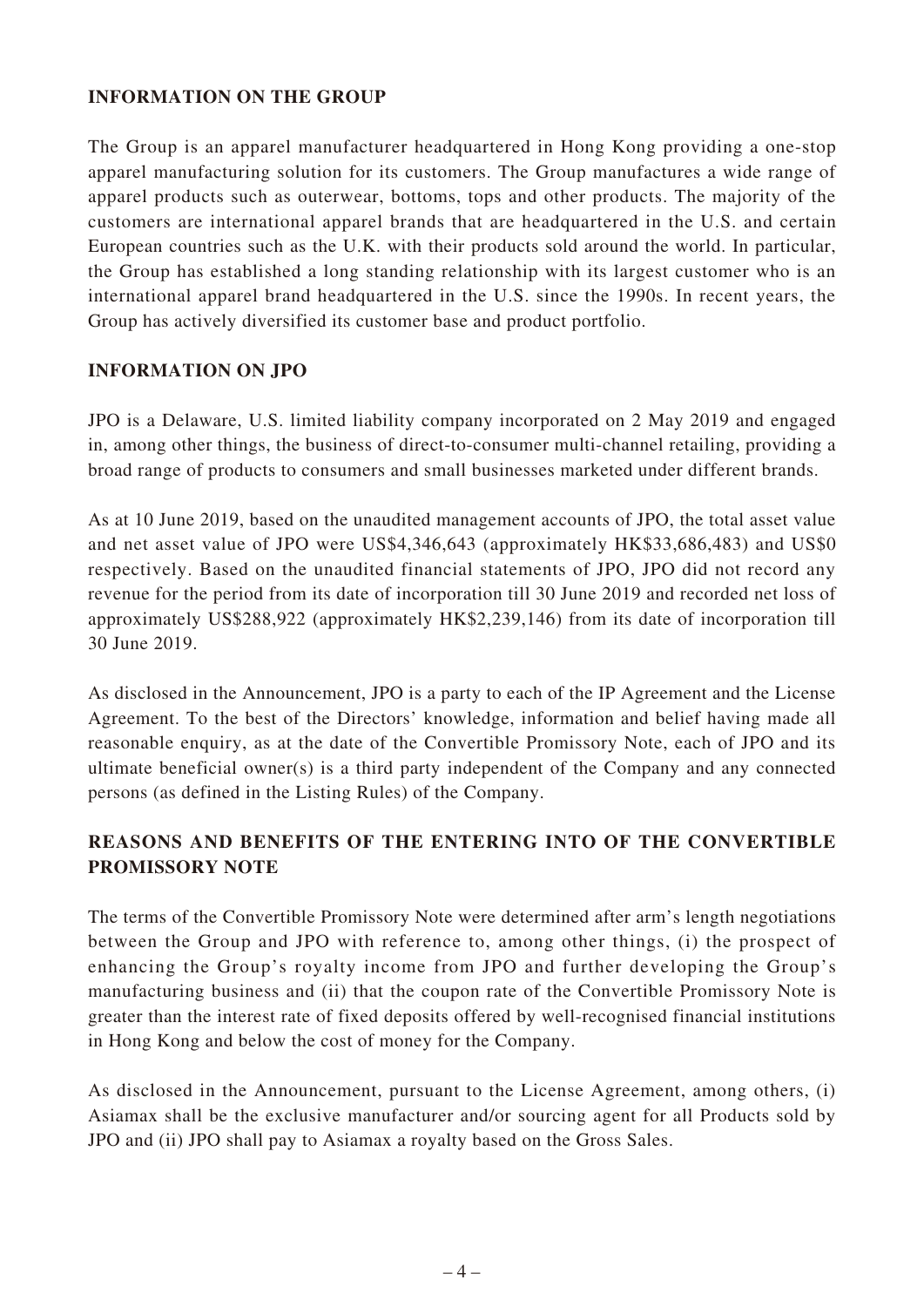## INFORMATION ON THE GROUP

The Group is an apparel manufacturer headquartered in Hong Kong providing a one-stop apparel manufacturing solution for its customers. The Group manufactures a wide range of apparel products such as outerwear, bottoms, tops and other products. The majority of the customers are international apparel brands that are headquartered in the U.S. and certain European countries such as the U.K. with their products sold around the world. In particular, the Group has established a long standing relationship with its largest customer who is an international apparel brand headquartered in the U.S. since the 1990s. In recent years, the Group has actively diversified its customer base and product portfolio.

## INFORMATION ON JPO

JPO is a Delaware, U.S. limited liability company incorporated on 2 May 2019 and engaged in, among other things, the business of direct-to-consumer multi-channel retailing, providing a broad range of products to consumers and small businesses marketed under different brands.

As at 10 June 2019, based on the unaudited management accounts of JPO, the total asset value and net asset value of JPO were US$4,346,643 (approximately HK$33,686,483) and US$0 respectively. Based on the unaudited financial statements of JPO, JPO did not record any revenue for the period from its date of incorporation till 30 June 2019 and recorded net loss of approximately US$288,922 (approximately HK$2,239,146) from its date of incorporation till 30 June 2019.

As disclosed in the Announcement, JPO is a party to each of the IP Agreement and the License Agreement. To the best of the Directors' knowledge, information and belief having made all reasonable enquiry, as at the date of the Convertible Promissory Note, each of JPO and its ultimate beneficial owner(s) is a third party independent of the Company and any connected persons (as defined in the Listing Rules) of the Company.

## REASONS AND BENEFITS OF THE ENTERING INTO OF THE CONVERTIBLE PROMISSORY NOTE

The terms of the Convertible Promissory Note were determined after arm's length negotiations between the Group and JPO with reference to, among other things, (i) the prospect of enhancing the Group's royalty income from JPO and further developing the Group's manufacturing business and (ii) that the coupon rate of the Convertible Promissory Note is greater than the interest rate of fixed deposits offered by well-recognised financial institutions in Hong Kong and below the cost of money for the Company.

As disclosed in the Announcement, pursuant to the License Agreement, among others, (i) Asiamax shall be the exclusive manufacturer and/or sourcing agent for all Products sold by JPO and (ii) JPO shall pay to Asiamax a royalty based on the Gross Sales.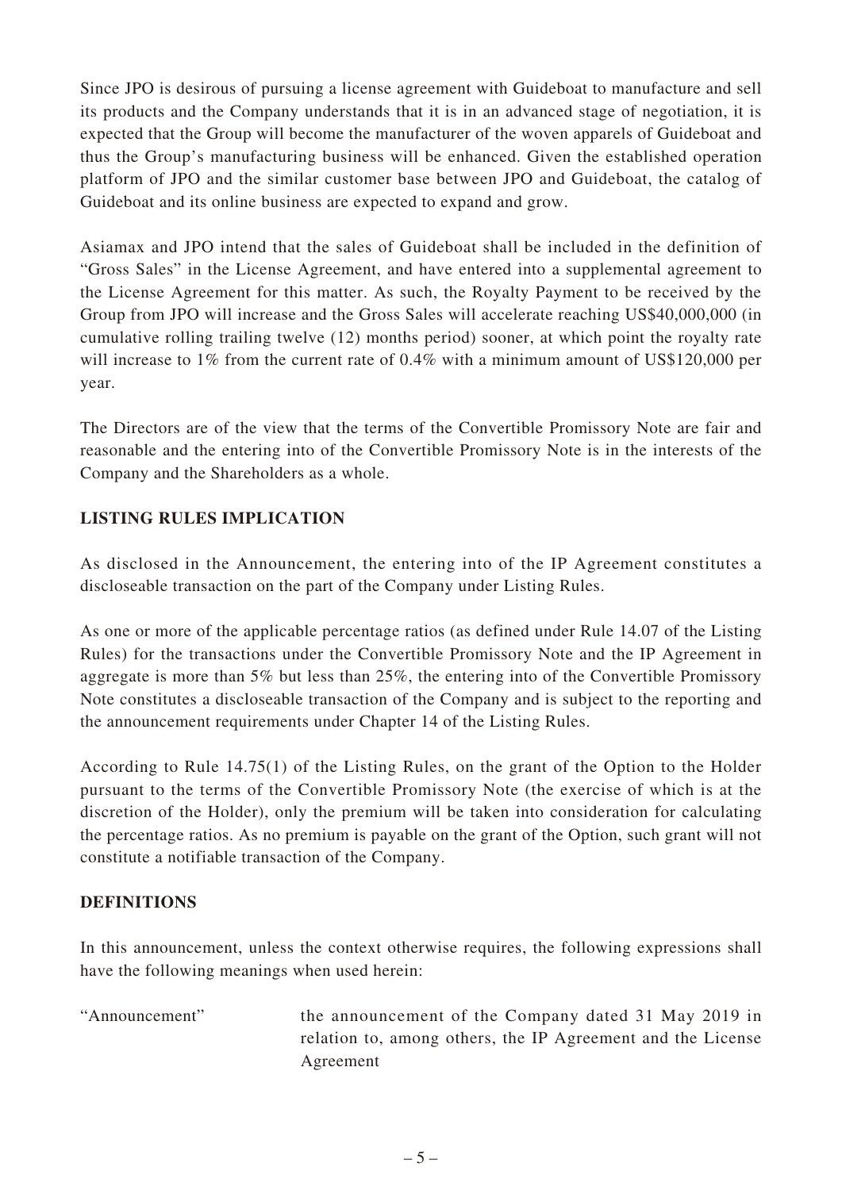Since JPO is desirous of pursuing a license agreement with Guideboat to manufacture and sell its products and the Company understands that it is in an advanced stage of negotiation, it is expected that the Group will become the manufacturer of the woven apparels of Guideboat and thus the Group's manufacturing business will be enhanced. Given the established operation platform of JPO and the similar customer base between JPO and Guideboat, the catalog of Guideboat and its online business are expected to expand and grow.

Asiamax and JPO intend that the sales of Guideboat shall be included in the definition of "Gross Sales" in the License Agreement, and have entered into a supplemental agreement to the License Agreement for this matter. As such, the Royalty Payment to be received by the Group from JPO will increase and the Gross Sales will accelerate reaching US$40,000,000 (in cumulative rolling trailing twelve (12) months period) sooner, at which point the royalty rate will increase to 1% from the current rate of 0.4% with a minimum amount of US$120,000 per year.

The Directors are of the view that the terms of the Convertible Promissory Note are fair and reasonable and the entering into of the Convertible Promissory Note is in the interests of the Company and the Shareholders as a whole.

## LISTING RULES IMPLICATION

As disclosed in the Announcement, the entering into of the IP Agreement constitutes a discloseable transaction on the part of the Company under Listing Rules.

As one or more of the applicable percentage ratios (as defined under Rule 14.07 of the Listing Rules) for the transactions under the Convertible Promissory Note and the IP Agreement in aggregate is more than 5% but less than 25%, the entering into of the Convertible Promissory Note constitutes a discloseable transaction of the Company and is subject to the reporting and the announcement requirements under Chapter 14 of the Listing Rules.

According to Rule 14.75(1) of the Listing Rules, on the grant of the Option to the Holder pursuant to the terms of the Convertible Promissory Note (the exercise of which is at the discretion of the Holder), only the premium will be taken into consideration for calculating the percentage ratios. As no premium is payable on the grant of the Option, such grant will not constitute a notifiable transaction of the Company.

## DEFINITIONS

In this announcement, unless the context otherwise requires, the following expressions shall have the following meanings when used herein:

| | |
|---|---|
| "Announcement" | the announcement of the Company dated 31 May 2019 in relation to, among others, the IP Agreement and the License Agreement |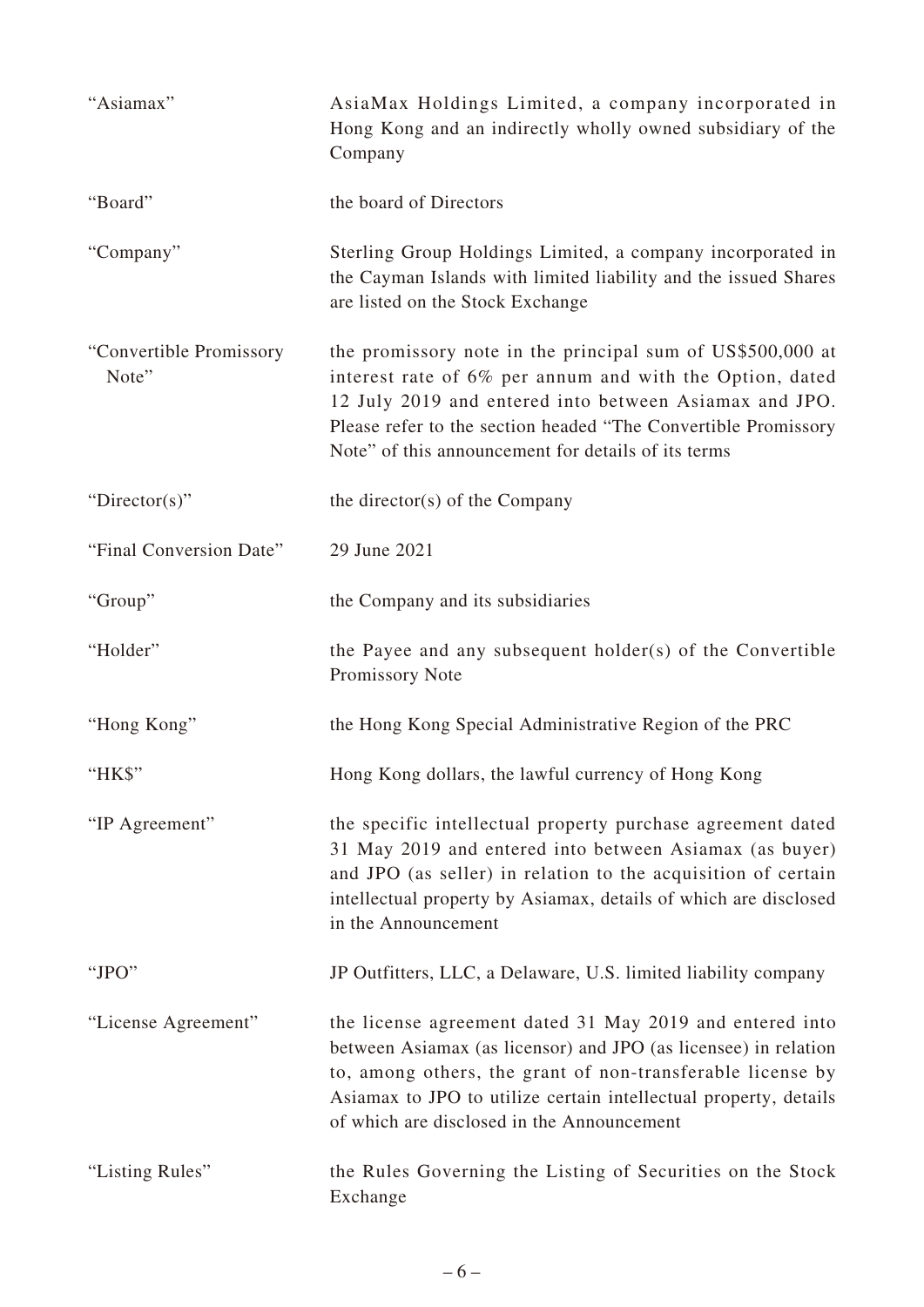| | |
|---|---|
| "Asiamax" | AsiaMax Holdings Limited, a company incorporated in Hong Kong and an indirectly wholly owned subsidiary of the Company |
| "Board" | the board of Directors |
| "Company" | Sterling Group Holdings Limited, a company incorporated in the Cayman Islands with limited liability and the issued Shares are listed on the Stock Exchange |
| "Convertible Promissory Note" | the promissory note in the principal sum of US$500,000 at interest rate of 6% per annum and with the Option, dated 12 July 2019 and entered into between Asiamax and JPO. Please refer to the section headed "The Convertible Promissory Note" of this announcement for details of its terms |
| "Director(s)" | the director(s) of the Company |
| "Final Conversion Date" | 29 June 2021 |
| "Group" | the Company and its subsidiaries |
| "Holder" | the Payee and any subsequent holder(s) of the Convertible Promissory Note |
| "Hong Kong" | the Hong Kong Special Administrative Region of the PRC |
| "HK$" | Hong Kong dollars, the lawful currency of Hong Kong |
| "IP Agreement" | the specific intellectual property purchase agreement dated 31 May 2019 and entered into between Asiamax (as buyer) and JPO (as seller) in relation to the acquisition of certain intellectual property by Asiamax, details of which are disclosed in the Announcement |
| "JPO" | JP Outfitters, LLC, a Delaware, U.S. limited liability company |
| "License Agreement" | the license agreement dated 31 May 2019 and entered into between Asiamax (as licensor) and JPO (as licensee) in relation to, among others, the grant of non-transferable license by Asiamax to JPO to utilize certain intellectual property, details of which are disclosed in the Announcement |
| "Listing Rules" | the Rules Governing the Listing of Securities on the Stock Exchange |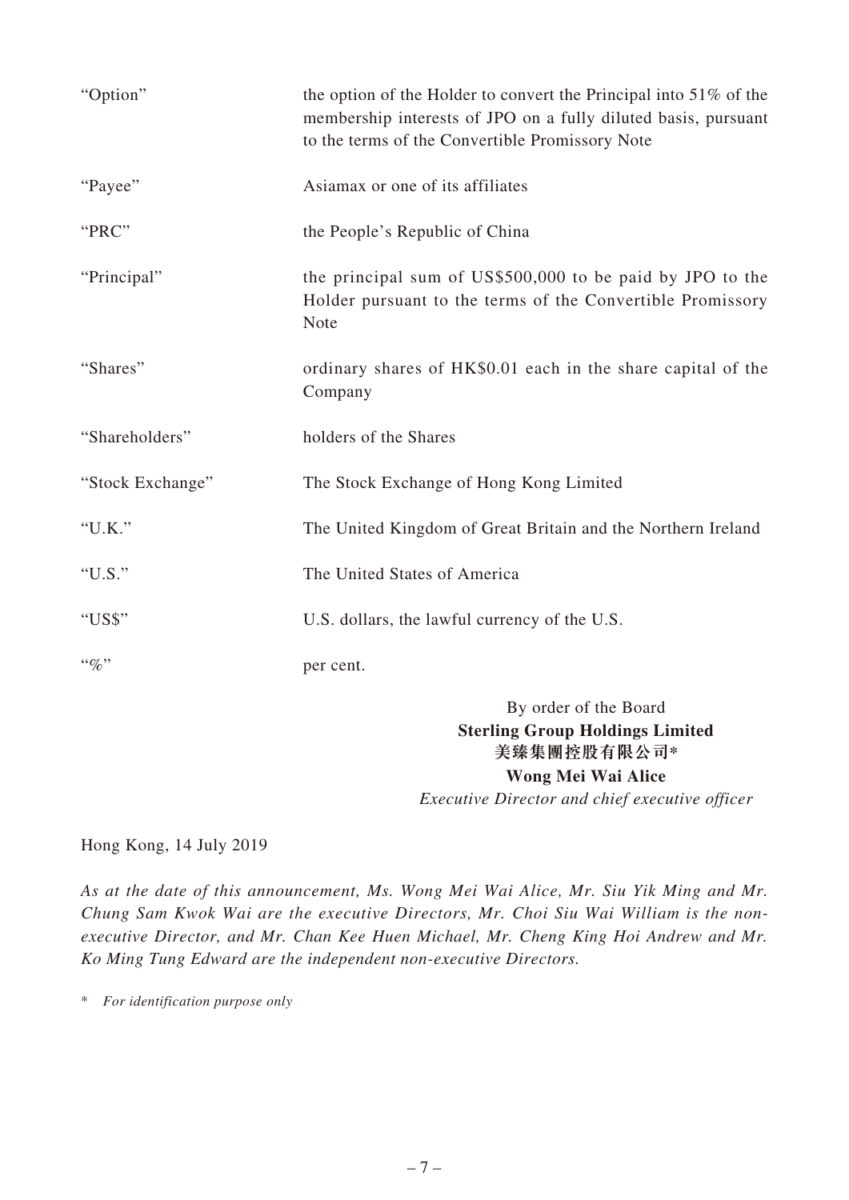| | |
|---|---|
| "Option" | the option of the Holder to convert the Principal into 51% of the membership interests of JPO on a fully diluted basis, pursuant to the terms of the Convertible Promissory Note |
| "Payee" | Asiamax or one of its affiliates |
| "PRC" | the People's Republic of China |
| "Principal" | the principal sum of US$500,000 to be paid by JPO to the Holder pursuant to the terms of the Convertible Promissory Note |
| "Shares" | ordinary shares of HK$0.01 each in the share capital of the Company |
| "Shareholders" | holders of the Shares |
| "Stock Exchange" | The Stock Exchange of Hong Kong Limited |
| "U.K." | The United Kingdom of Great Britain and the Northern Ireland |
| "U.S." | The United States of America |
| "US$" | U.S. dollars, the lawful currency of the U.S. |
| "%" | per cent. |

By order of the Board
**Sterling Group Holdings Limited**
**美臻集團控股有限公司***
**Wong Mei Wai Alice**
*Executive Director and chief executive officer*

Hong Kong, 14 July 2019

*As at the date of this announcement, Ms. Wong Mei Wai Alice, Mr. Siu Yik Ming and Mr. Chung Sam Kwok Wai are the executive Directors, Mr. Choi Siu Wai William is the non-executive Director, and Mr. Chan Kee Huen Michael, Mr. Cheng King Hoi Andrew and Mr. Ko Ming Tung Edward are the independent non-executive Directors.*

\* *For identification purpose only*